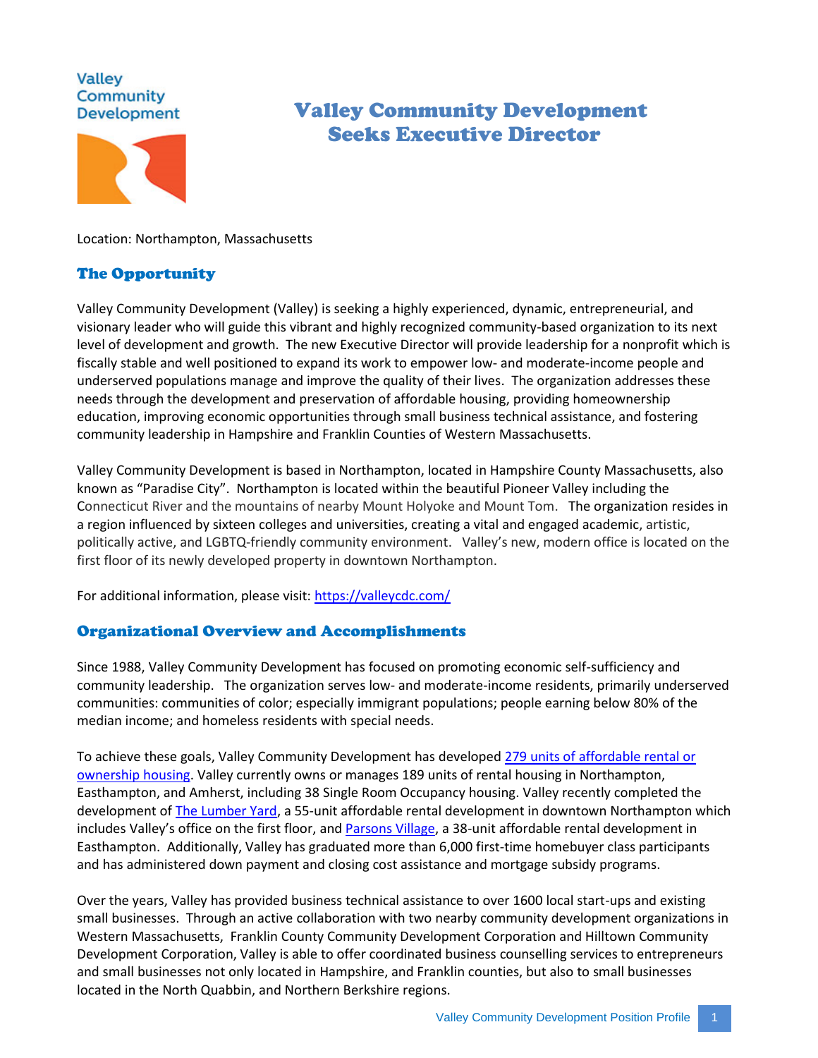Valley Community Development

# Valley Community Development Seeks Executive Director

Location: Northampton, Massachusetts

## The Opportunity

Valley Community Development (Valley) is seeking a highly experienced, dynamic, entrepreneurial, and visionary leader who will guide this vibrant and highly recognized community-based organization to its next level of development and growth. The new Executive Director will provide leadership for a nonprofit which is fiscally stable and well positioned to expand its work to empower low- and moderate-income people and underserved populations manage and improve the quality of their lives. The organization addresses these needs through the development and preservation of affordable housing, providing homeownership education, improving economic opportunities through small business technical assistance, and fostering community leadership in Hampshire and Franklin Counties of Western Massachusetts.

Valley Community Development is based in Northampton, located in Hampshire County Massachusetts, also known as "Paradise City". Northampton is located within the beautiful Pioneer Valley including the Connecticut River and the mountains of nearby Mount Holyoke and Mount Tom. The organization resides in a region influenced by sixteen colleges and universities, creating a vital and engaged academic, artistic, politically active, and LGBTQ-friendly community environment. Valley's new, modern office is located on the first floor of its newly developed property in downtown Northampton.

For additional information, please visit: [https://valleycdc.com/](https://valleycdc.com/)

## Organizational Overview and Accomplishments

Since 1988, Valley Community Development has focused on promoting economic self-sufficiency and community leadership. The organization serves low- and moderate-income residents, primarily underserved communities: communities of color; especially immigrant populations; people earning below 80% of the median income; and homeless residents with special needs.

To achieve these goals, Valley Community Development has developed 279 units of affordable rental or ownership housing. Valley currently owns or manages 189 units of rental housing in Northampton, Easthampton, and Amherst, including 38 Single Room Occupancy housing. Valley recently completed the development of The Lumber Yard, a 55-unit affordable rental development in downtown Northampton which includes Valley's office on the first floor, and Parsons Village, a 38-unit affordable rental development in Easthampton. Additionally, Valley has graduated more than 6,000 first-time homebuyer class participants and has administered down payment and closing cost assistance and mortgage subsidy programs.

Over the years, Valley has provided business technical assistance to over 1600 local start-ups and existing small businesses. Through an active collaboration with two nearby community development organizations in Western Massachusetts, Franklin County Community Development Corporation and Hilltown Community Development Corporation, Valley is able to offer coordinated business counselling services to entrepreneurs and small businesses not only located in Hampshire, and Franklin counties, but also to small businesses located in the North Quabbin, and Northern Berkshire regions.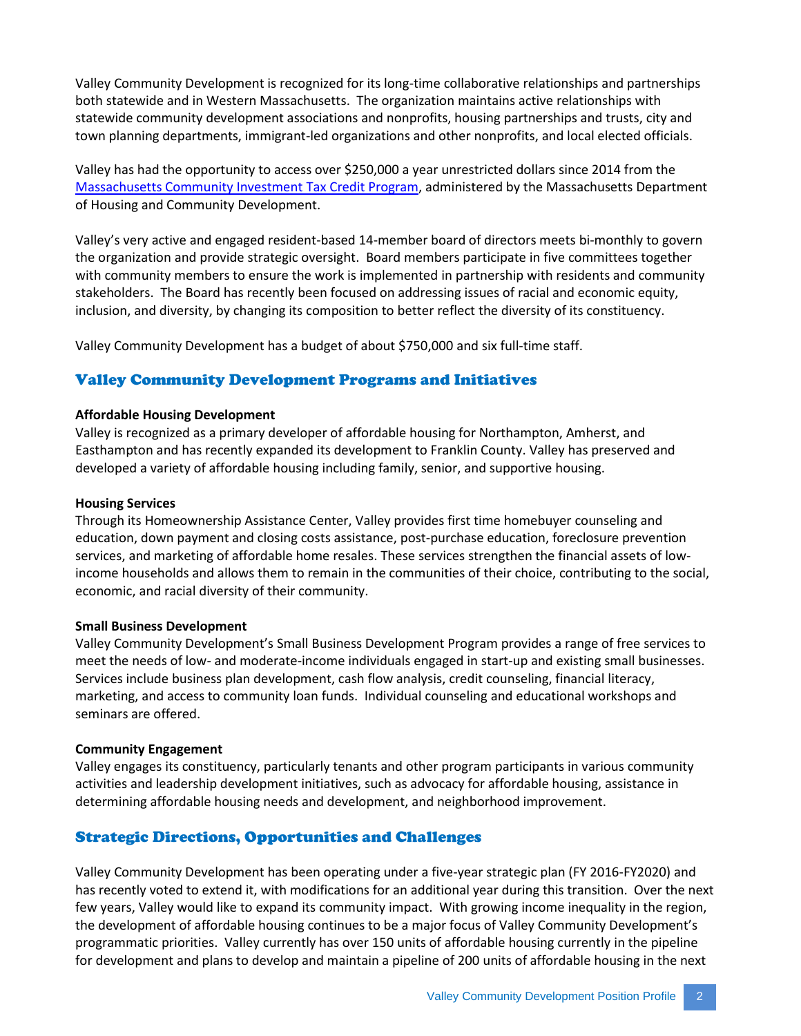Valley Community Development is recognized for its long-time collaborative relationships and partnerships both statewide and in Western Massachusetts. The organization maintains active relationships with statewide community development associations and nonprofits, housing partnerships and trusts, city and town planning departments, immigrant-led organizations and other nonprofits, and local elected officials.

Valley has had the opportunity to access over $250,000 a year unrestricted dollars since 2014 from the Massachusetts Community Investment Tax Credit Program, administered by the Massachusetts Department of Housing and Community Development.

Valley's very active and engaged resident-based 14-member board of directors meets bi-monthly to govern the organization and provide strategic oversight. Board members participate in five committees together with community members to ensure the work is implemented in partnership with residents and community stakeholders. The Board has recently been focused on addressing issues of racial and economic equity, inclusion, and diversity, by changing its composition to better reflect the diversity of its constituency.

Valley Community Development has a budget of about $750,000 and six full-time staff.

## Valley Community Development Programs and Initiatives

**Affordable Housing Development**
Valley is recognized as a primary developer of affordable housing for Northampton, Amherst, and Easthampton and has recently expanded its development to Franklin County. Valley has preserved and developed a variety of affordable housing including family, senior, and supportive housing.

**Housing Services**
Through its Homeownership Assistance Center, Valley provides first time homebuyer counseling and education, down payment and closing costs assistance, post-purchase education, foreclosure prevention services, and marketing of affordable home resales. These services strengthen the financial assets of low-income households and allows them to remain in the communities of their choice, contributing to the social, economic, and racial diversity of their community.

**Small Business Development**
Valley Community Development's Small Business Development Program provides a range of free services to meet the needs of low- and moderate-income individuals engaged in start-up and existing small businesses. Services include business plan development, cash flow analysis, credit counseling, financial literacy, marketing, and access to community loan funds. Individual counseling and educational workshops and seminars are offered.

**Community Engagement**
Valley engages its constituency, particularly tenants and other program participants in various community activities and leadership development initiatives, such as advocacy for affordable housing, assistance in determining affordable housing needs and development, and neighborhood improvement.

## Strategic Directions, Opportunities and Challenges

Valley Community Development has been operating under a five-year strategic plan (FY 2016-FY2020) and has recently voted to extend it, with modifications for an additional year during this transition. Over the next few years, Valley would like to expand its community impact. With growing income inequality in the region, the development of affordable housing continues to be a major focus of Valley Community Development's programmatic priorities. Valley currently has over 150 units of affordable housing currently in the pipeline for development and plans to develop and maintain a pipeline of 200 units of affordable housing in the next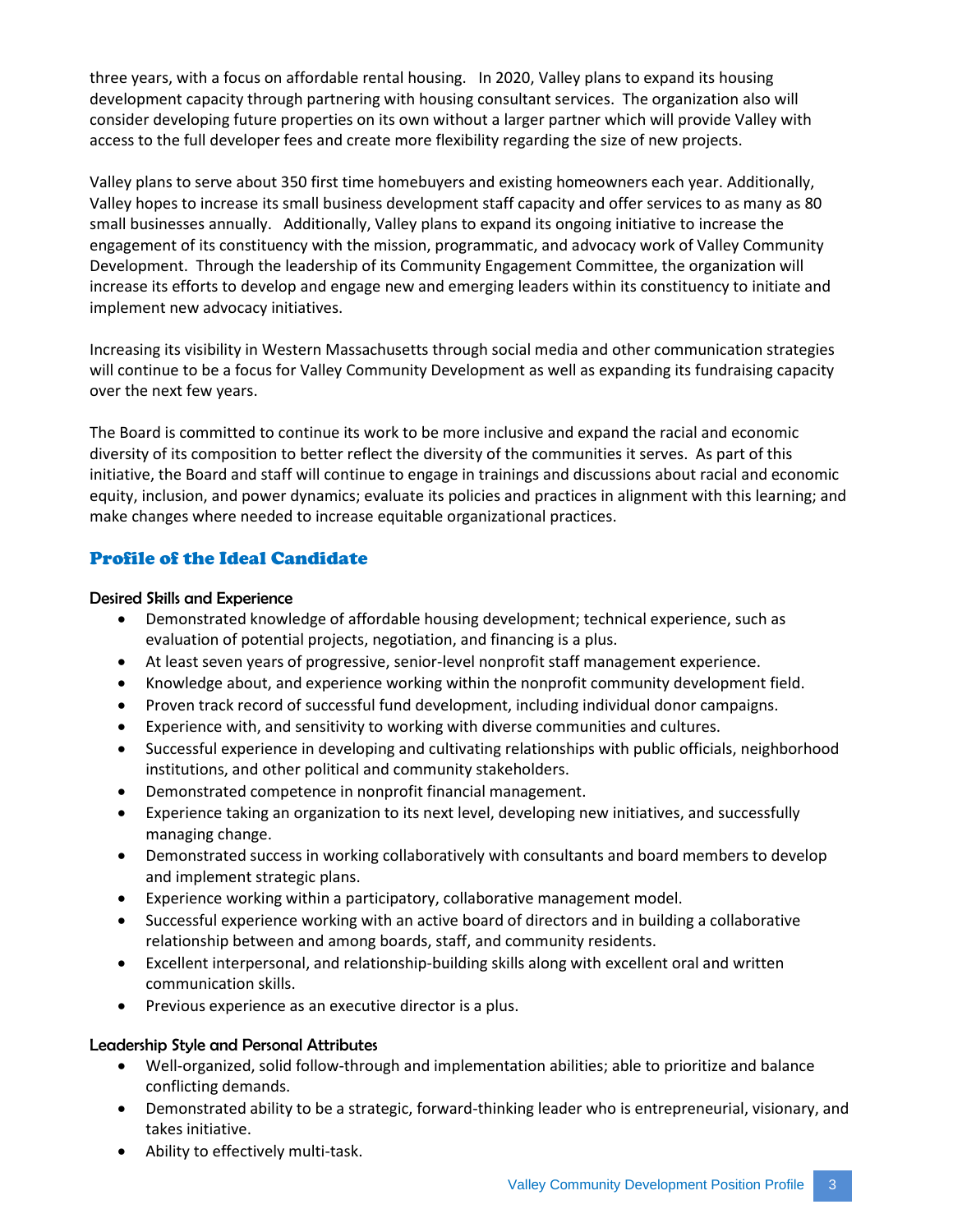three years, with a focus on affordable rental housing. In 2020, Valley plans to expand its housing development capacity through partnering with housing consultant services. The organization also will consider developing future properties on its own without a larger partner which will provide Valley with access to the full developer fees and create more flexibility regarding the size of new projects.

Valley plans to serve about 350 first time homebuyers and existing homeowners each year. Additionally, Valley hopes to increase its small business development staff capacity and offer services to as many as 80 small businesses annually. Additionally, Valley plans to expand its ongoing initiative to increase the engagement of its constituency with the mission, programmatic, and advocacy work of Valley Community Development. Through the leadership of its Community Engagement Committee, the organization will increase its efforts to develop and engage new and emerging leaders within its constituency to initiate and implement new advocacy initiatives.

Increasing its visibility in Western Massachusetts through social media and other communication strategies will continue to be a focus for Valley Community Development as well as expanding its fundraising capacity over the next few years.

The Board is committed to continue its work to be more inclusive and expand the racial and economic diversity of its composition to better reflect the diversity of the communities it serves. As part of this initiative, the Board and staff will continue to engage in trainings and discussions about racial and economic equity, inclusion, and power dynamics; evaluate its policies and practices in alignment with this learning; and make changes where needed to increase equitable organizational practices.

## Profile of the Ideal Candidate

### Desired Skills and Experience

- Demonstrated knowledge of affordable housing development; technical experience, such as evaluation of potential projects, negotiation, and financing is a plus.
- At least seven years of progressive, senior-level nonprofit staff management experience.
- Knowledge about, and experience working within the nonprofit community development field.
- Proven track record of successful fund development, including individual donor campaigns.
- Experience with, and sensitivity to working with diverse communities and cultures.
- Successful experience in developing and cultivating relationships with public officials, neighborhood institutions, and other political and community stakeholders.
- Demonstrated competence in nonprofit financial management.
- Experience taking an organization to its next level, developing new initiatives, and successfully managing change.
- Demonstrated success in working collaboratively with consultants and board members to develop and implement strategic plans.
- Experience working within a participatory, collaborative management model.
- Successful experience working with an active board of directors and in building a collaborative relationship between and among boards, staff, and community residents.
- Excellent interpersonal, and relationship-building skills along with excellent oral and written communication skills.
- Previous experience as an executive director is a plus.

### Leadership Style and Personal Attributes

- Well-organized, solid follow-through and implementation abilities; able to prioritize and balance conflicting demands.
- Demonstrated ability to be a strategic, forward-thinking leader who is entrepreneurial, visionary, and takes initiative.
- Ability to effectively multi-task.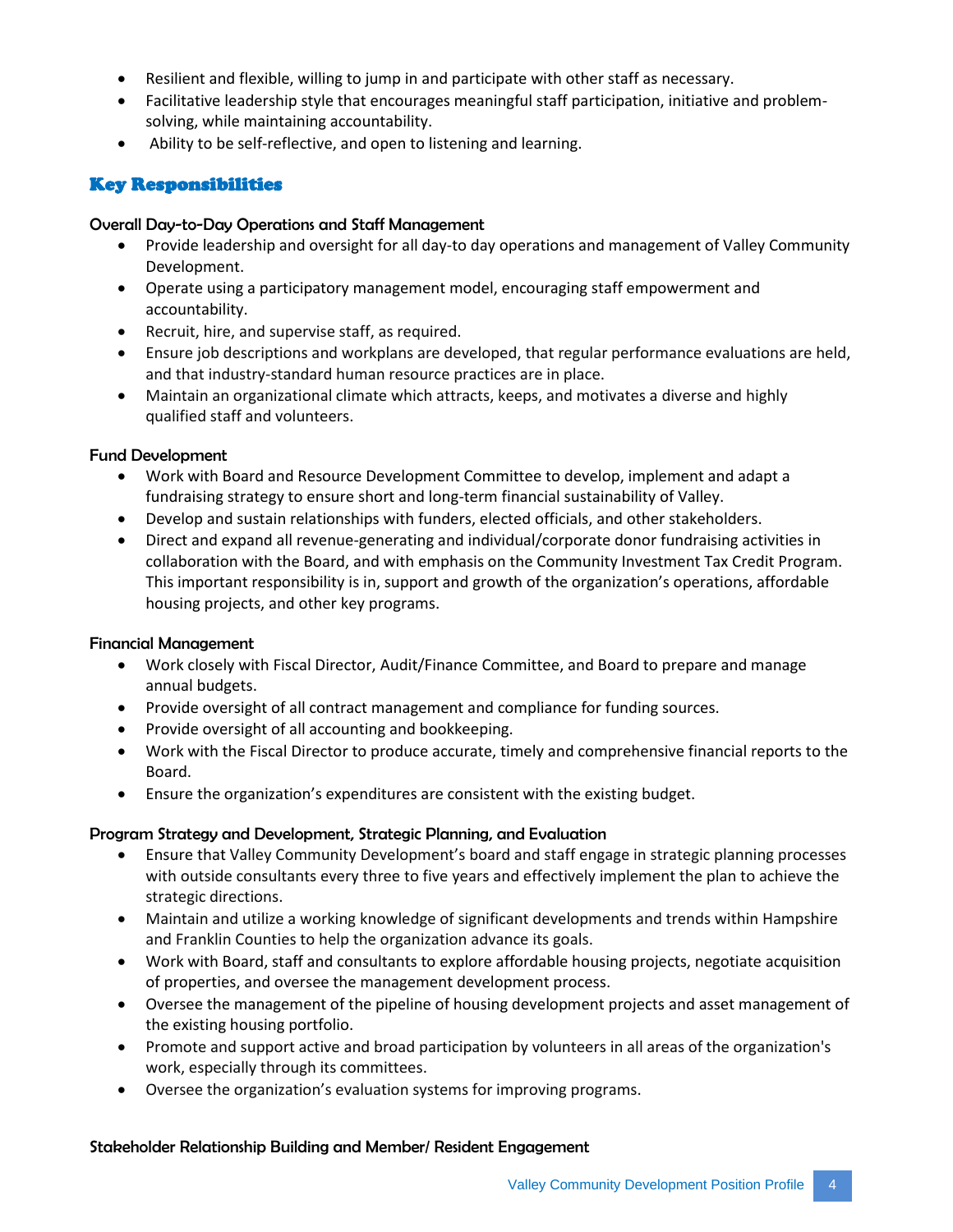- Resilient and flexible, willing to jump in and participate with other staff as necessary.
- Facilitative leadership style that encourages meaningful staff participation, initiative and problem-solving, while maintaining accountability.
- Ability to be self-reflective, and open to listening and learning.

## Key Responsibilities

### Overall Day-to-Day Operations and Staff Management

- Provide leadership and oversight for all day-to day operations and management of Valley Community Development.
- Operate using a participatory management model, encouraging staff empowerment and accountability.
- Recruit, hire, and supervise staff, as required.
- Ensure job descriptions and workplans are developed, that regular performance evaluations are held, and that industry-standard human resource practices are in place.
- Maintain an organizational climate which attracts, keeps, and motivates a diverse and highly qualified staff and volunteers.

### Fund Development

- Work with Board and Resource Development Committee to develop, implement and adapt a fundraising strategy to ensure short and long-term financial sustainability of Valley.
- Develop and sustain relationships with funders, elected officials, and other stakeholders.
- Direct and expand all revenue-generating and individual/corporate donor fundraising activities in collaboration with the Board, and with emphasis on the Community Investment Tax Credit Program. This important responsibility is in, support and growth of the organization's operations, affordable housing projects, and other key programs.

### Financial Management

- Work closely with Fiscal Director, Audit/Finance Committee, and Board to prepare and manage annual budgets.
- Provide oversight of all contract management and compliance for funding sources.
- Provide oversight of all accounting and bookkeeping.
- Work with the Fiscal Director to produce accurate, timely and comprehensive financial reports to the Board.
- Ensure the organization's expenditures are consistent with the existing budget.

### Program Strategy and Development, Strategic Planning, and Evaluation

- Ensure that Valley Community Development's board and staff engage in strategic planning processes with outside consultants every three to five years and effectively implement the plan to achieve the strategic directions.
- Maintain and utilize a working knowledge of significant developments and trends within Hampshire and Franklin Counties to help the organization advance its goals.
- Work with Board, staff and consultants to explore affordable housing projects, negotiate acquisition of properties, and oversee the management development process.
- Oversee the management of the pipeline of housing development projects and asset management of the existing housing portfolio.
- Promote and support active and broad participation by volunteers in all areas of the organization's work, especially through its committees.
- Oversee the organization's evaluation systems for improving programs.

### Stakeholder Relationship Building and Member/ Resident Engagement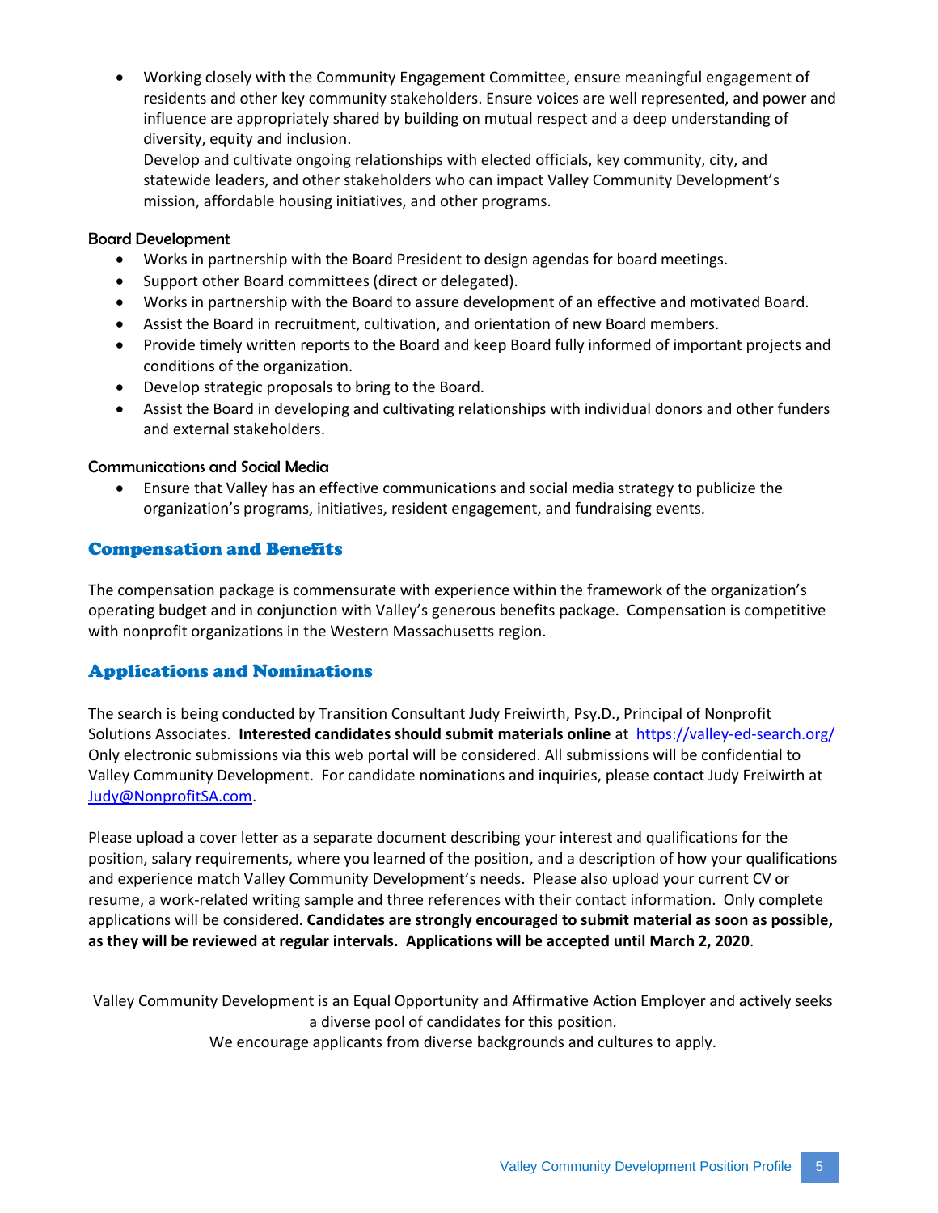- Working closely with the Community Engagement Committee, ensure meaningful engagement of residents and other key community stakeholders. Ensure voices are well represented, and power and influence are appropriately shared by building on mutual respect and a deep understanding of diversity, equity and inclusion.
  Develop and cultivate ongoing relationships with elected officials, key community, city, and statewide leaders, and other stakeholders who can impact Valley Community Development's mission, affordable housing initiatives, and other programs.

### Board Development

- Works in partnership with the Board President to design agendas for board meetings.
- Support other Board committees (direct or delegated).
- Works in partnership with the Board to assure development of an effective and motivated Board.
- Assist the Board in recruitment, cultivation, and orientation of new Board members.
- Provide timely written reports to the Board and keep Board fully informed of important projects and conditions of the organization.
- Develop strategic proposals to bring to the Board.
- Assist the Board in developing and cultivating relationships with individual donors and other funders and external stakeholders.

### Communications and Social Media

- Ensure that Valley has an effective communications and social media strategy to publicize the organization's programs, initiatives, resident engagement, and fundraising events.

## Compensation and Benefits

The compensation package is commensurate with experience within the framework of the organization's operating budget and in conjunction with Valley's generous benefits package. Compensation is competitive with nonprofit organizations in the Western Massachusetts region.

## Applications and Nominations

The search is being conducted by Transition Consultant Judy Freiwirth, Psy.D., Principal of Nonprofit Solutions Associates. **Interested candidates should submit materials online** at https://valley-ed-search.org/ Only electronic submissions via this web portal will be considered. All submissions will be confidential to Valley Community Development. For candidate nominations and inquiries, please contact Judy Freiwirth at Judy@NonprofitSA.com.

Please upload a cover letter as a separate document describing your interest and qualifications for the position, salary requirements, where you learned of the position, and a description of how your qualifications and experience match Valley Community Development's needs. Please also upload your current CV or resume, a work-related writing sample and three references with their contact information. Only complete applications will be considered. **Candidates are strongly encouraged to submit material as soon as possible, as they will be reviewed at regular intervals. Applications will be accepted until March 2, 2020**.

Valley Community Development is an Equal Opportunity and Affirmative Action Employer and actively seeks a diverse pool of candidates for this position.
We encourage applicants from diverse backgrounds and cultures to apply.